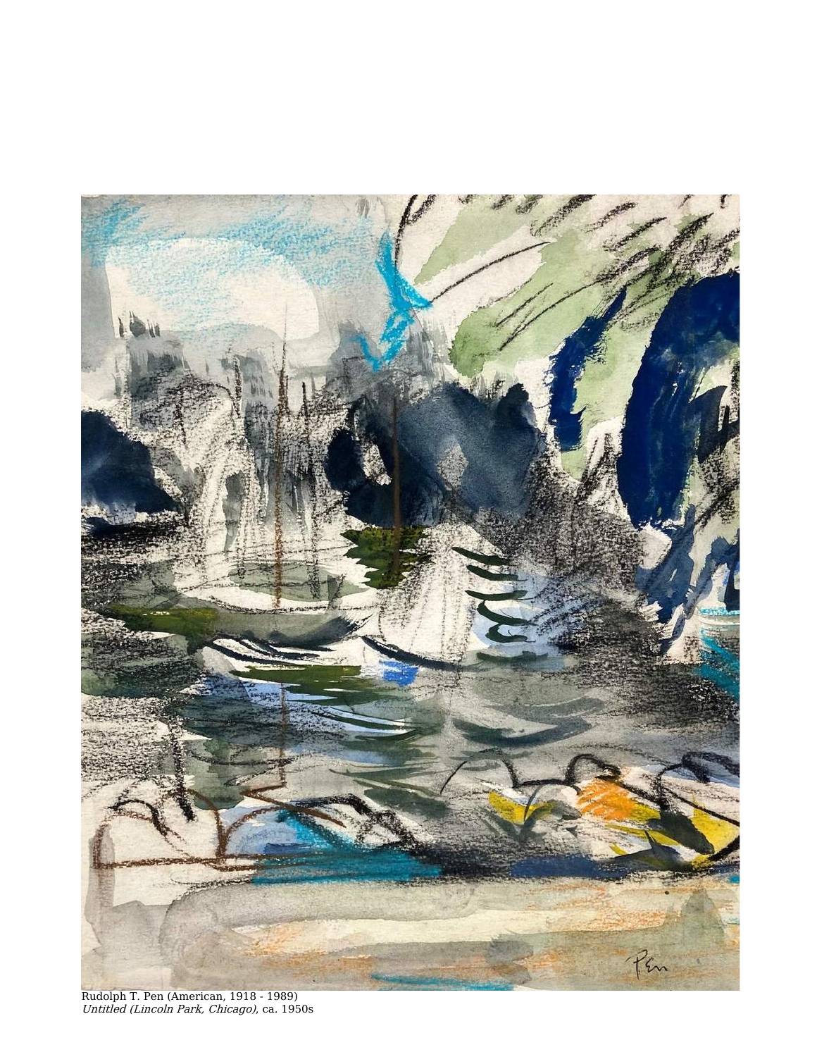Rudolph T. Pen (American, 1918 - 1989)
*Untitled (Lincoln Park, Chicago),* ca. 1950s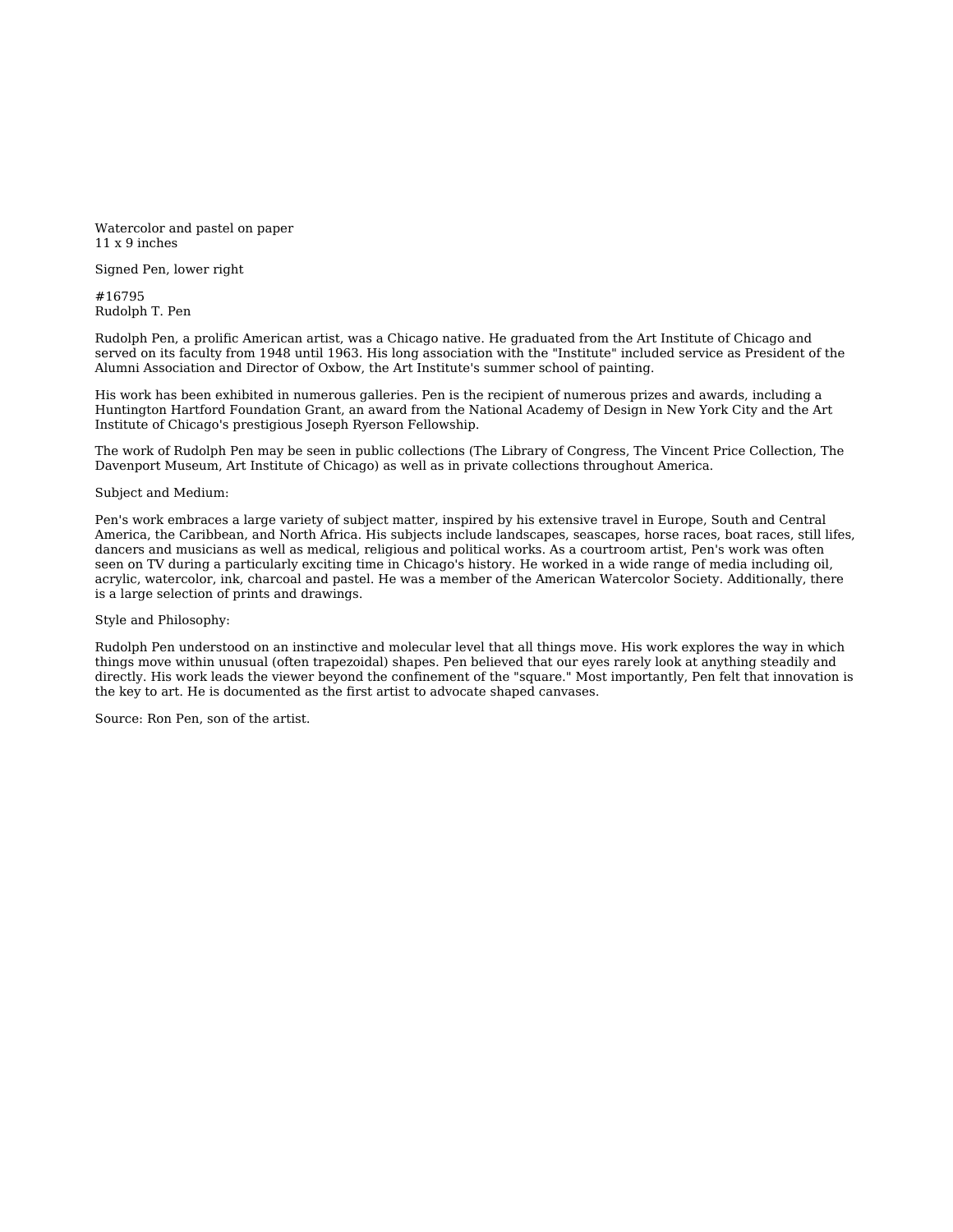Watercolor and pastel on paper
11 x 9 inches

Signed Pen, lower right

#16795
Rudolph T. Pen

Rudolph Pen, a prolific American artist, was a Chicago native. He graduated from the Art Institute of Chicago and served on its faculty from 1948 until 1963. His long association with the "Institute" included service as President of the Alumni Association and Director of Oxbow, the Art Institute's summer school of painting.

His work has been exhibited in numerous galleries. Pen is the recipient of numerous prizes and awards, including a Huntington Hartford Foundation Grant, an award from the National Academy of Design in New York City and the Art Institute of Chicago's prestigious Joseph Ryerson Fellowship.

The work of Rudolph Pen may be seen in public collections (The Library of Congress, The Vincent Price Collection, The Davenport Museum, Art Institute of Chicago) as well as in private collections throughout America.

Subject and Medium:

Pen's work embraces a large variety of subject matter, inspired by his extensive travel in Europe, South and Central America, the Caribbean, and North Africa. His subjects include landscapes, seascapes, horse races, boat races, still lifes, dancers and musicians as well as medical, religious and political works. As a courtroom artist, Pen's work was often seen on TV during a particularly exciting time in Chicago's history. He worked in a wide range of media including oil, acrylic, watercolor, ink, charcoal and pastel. He was a member of the American Watercolor Society. Additionally, there is a large selection of prints and drawings.

Style and Philosophy:

Rudolph Pen understood on an instinctive and molecular level that all things move. His work explores the way in which things move within unusual (often trapezoidal) shapes. Pen believed that our eyes rarely look at anything steadily and directly. His work leads the viewer beyond the confinement of the "square." Most importantly, Pen felt that innovation is the key to art. He is documented as the first artist to advocate shaped canvases.

Source: Ron Pen, son of the artist.